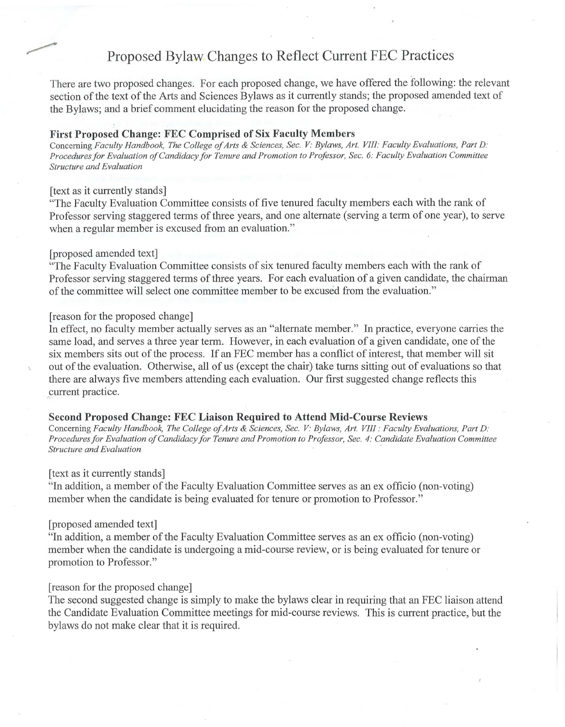# Proposed Bylaw Changes to Reflect Current FEC Practices

There are two proposed changes. For each proposed change, we have offered the following: the relevant section of the text of the Arts and Sciences Bylaws as it currently stands; the proposed amended text of the Bylaws; and a brief comment elucidating the reason for the proposed change.

### First Proposed Change: FEC Comprised of Six Faculty Members

Concerning *Faculty Handbook, The College of Arts & Sciences, Sec. V: Bylaws, Art. VIII: Faculty Evaluations, Part D: Procedures for Evaluation of Candidacy for Tenure and Promotion to Professor, Sec. 6: Faculty Evaluation Committee Structure and Evaluation*

[text as it currently stands]

"The Faculty Evaluation Committee consists of five tenured faculty members each with the rank of Professor serving staggered terms of three years, and one alternate (serving a term of one year), to serve when a regular member is excused from an evaluation."

[proposed amended text]

"The Faculty Evaluation Committee consists of six tenured faculty members each with the rank of Professor serving staggered terms of three years. For each evaluation of a given candidate, the chairman of the committee will select one committee member to be excused from the evaluation."

[reason for the proposed change]

In effect, no faculty member actually serves as an "alternate member." In practice, everyone carries the same load, and serves a three year term. However, in each evaluation of a given candidate, one of the six members sits out of the process. If an FEC member has a conflict of interest, that member will sit out of the evaluation. Otherwise, all of us (except the chair) take turns sitting out of evaluations so that there are always five members attending each evaluation. Our first suggested change reflects this current practice.

### Second Proposed Change: FEC Liaison Required to Attend Mid-Course Reviews

Concerning *Faculty Handbook, The College of Arts & Sciences, Sec. V: Bylaws, Art. VIII : Faculty Evaluations, Part D: Procedures for Evaluation of Candidacy for Tenure and Promotion to Professor, Sec. 4: Candidate Evaluation Committee Structure and Evaluation*

[text as it currently stands]

"In addition, a member of the Faculty Evaluation Committee serves as an ex officio (non-voting) member when the candidate is being evaluated for tenure or promotion to Professor."

[proposed amended text]

"In addition, a member of the Faculty Evaluation Committee serves as an ex officio (non-voting) member when the candidate is undergoing a mid-course review, or is being evaluated for tenure or promotion to Professor."

[reason for the proposed change]

The second suggested change is simply to make the bylaws clear in requiring that an FEC liaison attend the Candidate Evaluation Committee meetings for mid-course reviews. This is current practice, but the bylaws do not make clear that it is required.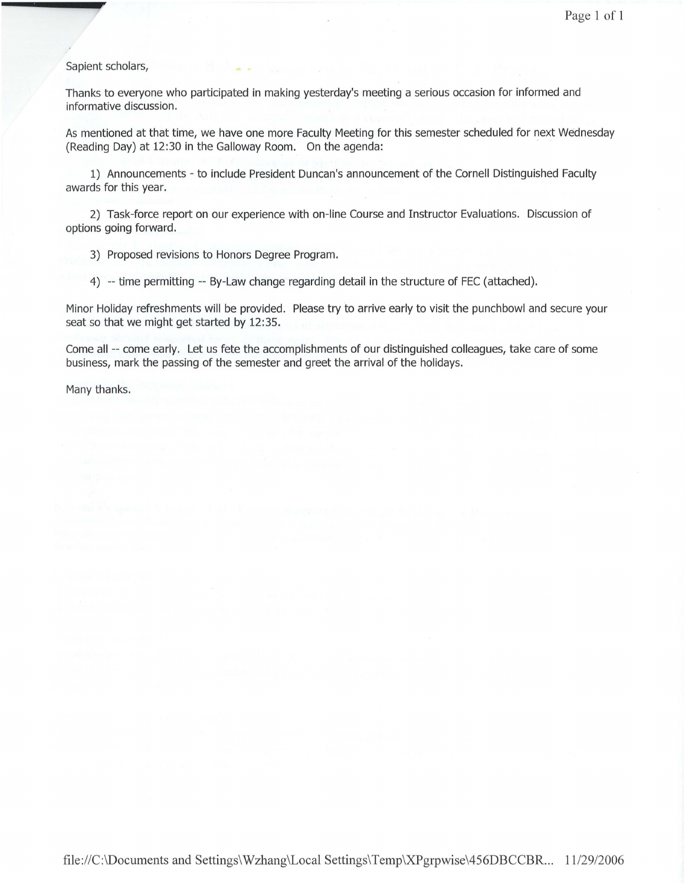Sapient scholars,

Thanks to everyone who participated in making yesterday's meeting a serious occasion for informed and informative discussion.

As mentioned at that time, we have one more Faculty Meeting for this semester scheduled for next Wednesday (Reading Day) at 12:30 in the Galloway Room. On the agenda:

1) Announcements - to include President Duncan's announcement of the Cornell Distinguished Faculty awards for this year.

2) Task-force report on our experience with on-line Course and Instructor Evaluations. Discussion of options going forward.

3) Proposed revisions to Honors Degree Program.

4) -- time permitting -- By-Law change regarding detail in the structure of FEC (attached).

Minor Holiday refreshments will be provided. Please try to arrive early to visit the punchbowl and secure your seat so that we might get started by 12:35.

Come all -- come early. Let us fete the accomplishments of our distinguished colleagues, take care of some business, mark the passing of the semester and greet the arrival of the holidays.

Many thanks.